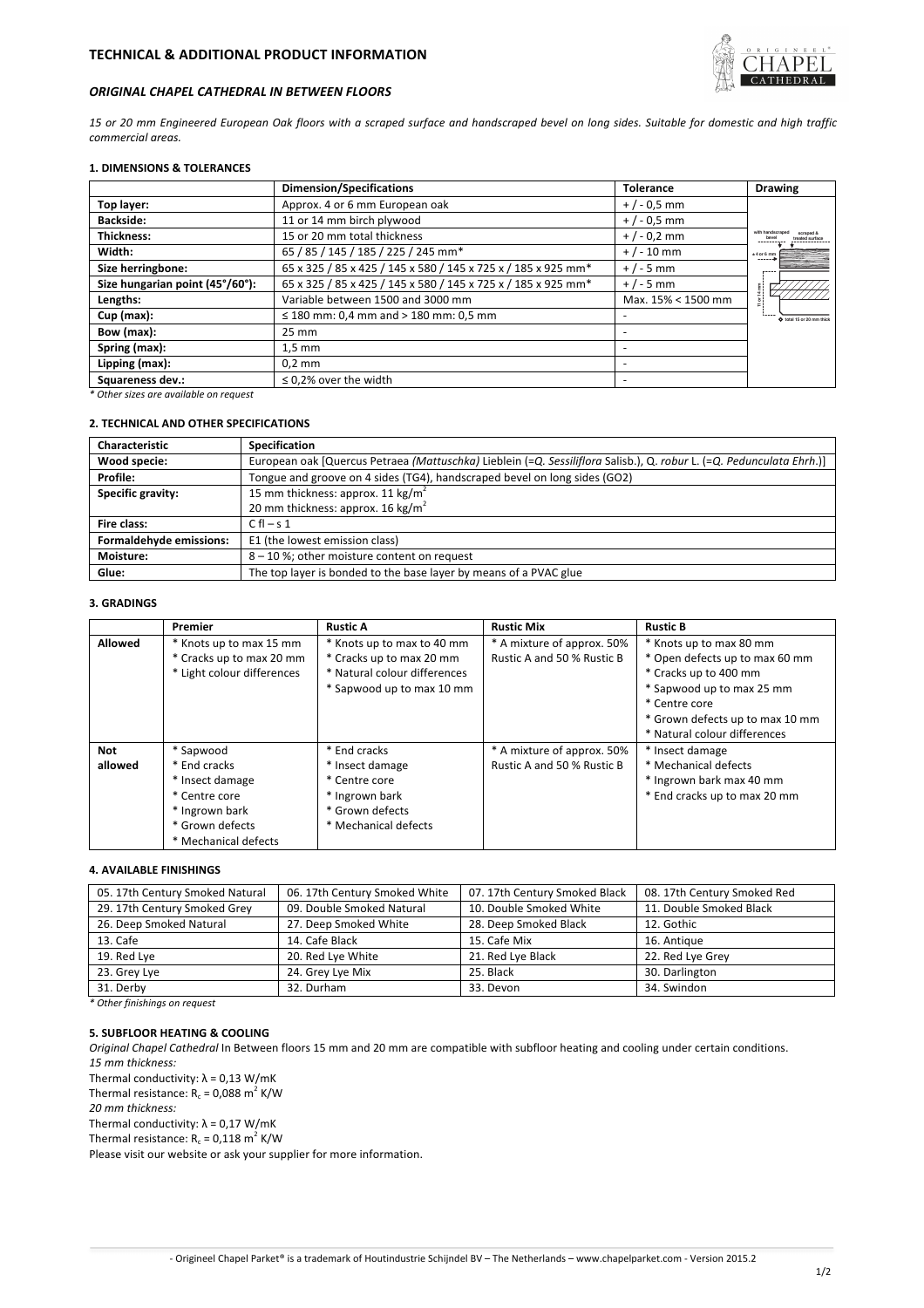## TECHNICAL & ADDITIONAL PRODUCT INFORMATION

### *ORIGINAL CHAPEL CATHEDRAL IN BETWEEN FLOORS*

*15 or 20 mm Engineered European Oak floors with a scraped surface and handscraped bevel on long sides. Suitable for domestic and high traffic commercial areas.*

#### 1. DIMENSIONS & TOLERANCES

| | Dimension/Specifications | Tolerance | Drawing |
|---|---|---|---|
| **Top layer:** | Approx. 4 or 6 mm European oak | + / - 0,5 mm | |
| **Backside:** | 11 or 14 mm birch plywood | + / - 0,5 mm | |
| **Thickness:** | 15 or 20 mm total thickness | + / - 0,2 mm | |
| **Width:** | 65 / 85 / 145 / 185 / 225 / 245 mm* | + / - 10 mm | |
| **Size herringbone:** | 65 x 325 / 85 x 425 / 145 x 580 / 145 x 725 x / 185 x 925 mm* | + / - 5 mm | |
| **Size hungarian point (45°/60°):** | 65 x 325 / 85 x 425 / 145 x 580 / 145 x 725 x / 185 x 925 mm* | + / - 5 mm | |
| **Lengths:** | Variable between 1500 and 3000 mm | Max. 15% < 1500 mm | |
| **Cup (max):** | ≤ 180 mm: 0,4 mm and > 180 mm: 0,5 mm | - | |
| **Bow (max):** | 25 mm | - | |
| **Spring (max):** | 1,5 mm | - | |
| **Lipping (max):** | 0,2 mm | - | |
| **Squareness dev.:** | ≤ 0,2% over the width | - | |

*\* Other sizes are available on request*

#### 2. TECHNICAL AND OTHER SPECIFICATIONS

| Characteristic | Specification |
|---|---|
| **Wood specie:** | European oak [Quercus Petraea *(Mattuschka)* Lieblein (=*Q. Sessiliflora* Salisb.), Q. *robur* L. (=*Q. Pedunculata Ehrh.*)] |
| **Profile:** | Tongue and groove on 4 sides (TG4), handscraped bevel on long sides (GO2) |
| **Specific gravity:** | 15 mm thickness: approx. 11 kg/m$^2$<br>20 mm thickness: approx. 16 kg/m$^2$ |
| **Fire class:** | C fl – s 1 |
| **Formaldehyde emissions:** | E1 (the lowest emission class) |
| **Moisture:** | 8 – 10 %; other moisture content on request |
| **Glue:** | The top layer is bonded to the base layer by means of a PVAC glue |

#### 3. GRADINGS

| | Premier | Rustic A | Rustic Mix | Rustic B |
|---|---|---|---|---|
| **Allowed** | * Knots up to max 15 mm<br>* Cracks up to max 20 mm<br>* Light colour differences | * Knots up to max to 40 mm<br>* Cracks up to max 20 mm<br>* Natural colour differences<br>* Sapwood up to max 10 mm | * A mixture of approx. 50% Rustic A and 50 % Rustic B | * Knots up to max 80 mm<br>* Open defects up to max 60 mm<br>* Cracks up to 400 mm<br>* Sapwood up to max 25 mm<br>* Centre core<br>* Grown defects up to max 10 mm<br>* Natural colour differences |
| **Not allowed** | * Sapwood<br>* End cracks<br>* Insect damage<br>* Centre core<br>* Ingrown bark<br>* Grown defects<br>* Mechanical defects | * End cracks<br>* Insect damage<br>* Centre core<br>* Ingrown bark<br>* Grown defects<br>* Mechanical defects | * A mixture of approx. 50% Rustic A and 50 % Rustic B | * Insect damage<br>* Mechanical defects<br>* Ingrown bark max 40 mm<br>* End cracks up to max 20 mm |

#### 4. AVAILABLE FINISHINGS

| | | | |
|---|---|---|---|
| 05. 17th Century Smoked Natural | 06. 17th Century Smoked White | 07. 17th Century Smoked Black | 08. 17th Century Smoked Red |
| 29. 17th Century Smoked Grey | 09. Double Smoked Natural | 10. Double Smoked White | 11. Double Smoked Black |
| 26. Deep Smoked Natural | 27. Deep Smoked White | 28. Deep Smoked Black | 12. Gothic |
| 13. Cafe | 14. Cafe Black | 15. Cafe Mix | 16. Antique |
| 19. Red Lye | 20. Red Lye White | 21. Red Lye Black | 22. Red Lye Grey |
| 23. Grey Lye | 24. Grey Lye Mix | 25. Black | 30. Darlington |
| 31. Derby | 32. Durham | 33. Devon | 34. Swindon |

*\* Other finishings on request*

#### 5. SUBFLOOR HEATING & COOLING

*Original Chapel Cathedral* In Between floors 15 mm and 20 mm are compatible with subfloor heating and cooling under certain conditions.

*15 mm thickness:*

Thermal conductivity: $\lambda$ = 0,13 W/mK

Thermal resistance: $R_c$ = 0,088 m$^2$ K/W

*20 mm thickness:*

Thermal conductivity: $\lambda$ = 0,17 W/mK

Thermal resistance: $R_c$ = 0,118 m$^2$ K/W

Please visit our website or ask your supplier for more information.

- Origineel Chapel Parket® is a trademark of Houtindustrie Schijndel BV – The Netherlands – www.chapelparket.com - Version 2015.2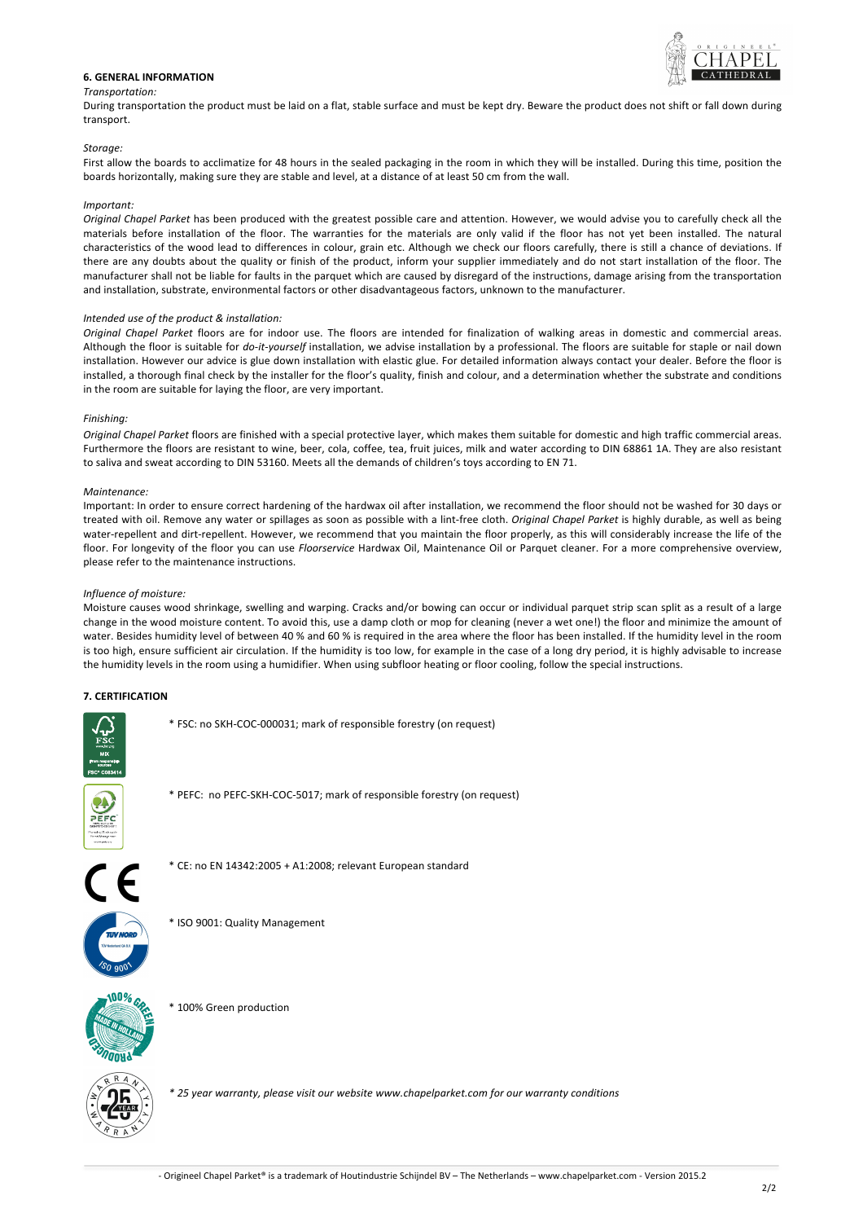## 6. GENERAL INFORMATION

*Transportation:*

During transportation the product must be laid on a flat, stable surface and must be kept dry. Beware the product does not shift or fall down during transport.

*Storage:*

First allow the boards to acclimatize for 48 hours in the sealed packaging in the room in which they will be installed. During this time, position the boards horizontally, making sure they are stable and level, at a distance of at least 50 cm from the wall.

*Important:*

*Original Chapel Parket* has been produced with the greatest possible care and attention. However, we would advise you to carefully check all the materials before installation of the floor. The warranties for the materials are only valid if the floor has not yet been installed. The natural characteristics of the wood lead to differences in colour, grain etc. Although we check our floors carefully, there is still a chance of deviations. If there are any doubts about the quality or finish of the product, inform your supplier immediately and do not start installation of the floor. The manufacturer shall not be liable for faults in the parquet which are caused by disregard of the instructions, damage arising from the transportation and installation, substrate, environmental factors or other disadvantageous factors, unknown to the manufacturer.

*Intended use of the product & installation:*

*Original Chapel Parket* floors are for indoor use. The floors are intended for finalization of walking areas in domestic and commercial areas. Although the floor is suitable for *do-it-yourself* installation, we advise installation by a professional. The floors are suitable for staple or nail down installation. However our advice is glue down installation with elastic glue. For detailed information always contact your dealer. Before the floor is installed, a thorough final check by the installer for the floor's quality, finish and colour, and a determination whether the substrate and conditions in the room are suitable for laying the floor, are very important.

*Finishing:*

*Original Chapel Parket* floors are finished with a special protective layer, which makes them suitable for domestic and high traffic commercial areas. Furthermore the floors are resistant to wine, beer, cola, coffee, tea, fruit juices, milk and water according to DIN 68861 1A. They are also resistant to saliva and sweat according to DIN 53160. Meets all the demands of children's toys according to EN 71.

*Maintenance:*

Important: In order to ensure correct hardening of the hardwax oil after installation, we recommend the floor should not be washed for 30 days or treated with oil. Remove any water or spillages as soon as possible with a lint-free cloth. *Original Chapel Parket* is highly durable, as well as being water-repellent and dirt-repellent. However, we recommend that you maintain the floor properly, as this will considerably increase the life of the floor. For longevity of the floor you can use *Floorservice* Hardwax Oil, Maintenance Oil or Parquet cleaner. For a more comprehensive overview, please refer to the maintenance instructions.

*Influence of moisture:*

Moisture causes wood shrinkage, swelling and warping. Cracks and/or bowing can occur or individual parquet strip scan split as a result of a large change in the wood moisture content. To avoid this, use a damp cloth or mop for cleaning (never a wet one!) the floor and minimize the amount of water. Besides humidity level of between 40 % and 60 % is required in the area where the floor has been installed. If the humidity level in the room is too high, ensure sufficient air circulation. If the humidity is too low, for example in the case of a long dry period, it is highly advisable to increase the humidity levels in the room using a humidifier. When using subfloor heating or floor cooling, follow the special instructions.

## 7. CERTIFICATION

* FSC: no SKH-COC-000031; mark of responsible forestry (on request)

* PEFC: no PEFC-SKH-COC-5017; mark of responsible forestry (on request)

* CE: no EN 14342:2005 + A1:2008; relevant European standard

* ISO 9001: Quality Management

* 100% Green production

*\* 25 year warranty, please visit our website www.chapelparket.com for our warranty conditions*

- Origineel Chapel Parket® is a trademark of Houtindustrie Schijndel BV – The Netherlands – www.chapelparket.com - Version 2015.2